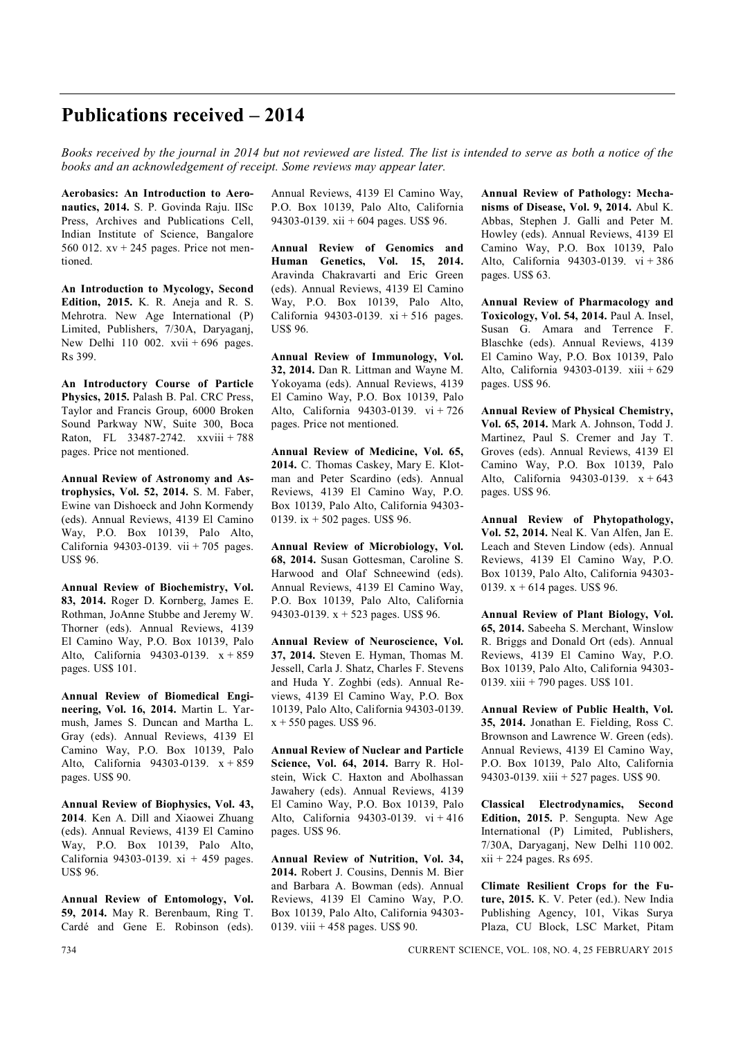# Publications received – 2014

*Books received by the journal in 2014 but not reviewed are listed. The list is intended to serve as both a notice of the books and an acknowledgement of receipt. Some reviews may appear later.*

**Aerobasics: An Introduction to Aeronautics, 2014.** S. P. Govinda Raju. IISc Press, Archives and Publications Cell, Indian Institute of Science, Bangalore 560 012. xv + 245 pages. Price not mentioned.

**An Introduction to Mycology, Second Edition, 2015.** K. R. Aneja and R. S. Mehrotra. New Age International (P) Limited, Publishers, 7/30A, Daryaganj, New Delhi 110 002. xvii + 696 pages. Rs 399.

**An Introductory Course of Particle Physics, 2015.** Palash B. Pal. CRC Press, Taylor and Francis Group, 6000 Broken Sound Parkway NW, Suite 300, Boca Raton, FL 33487-2742. xxviii + 788 pages. Price not mentioned.

**Annual Review of Astronomy and Astrophysics, Vol. 52, 2014.** S. M. Faber, Ewine van Dishoeck and John Kormendy (eds). Annual Reviews, 4139 El Camino Way, P.O. Box 10139, Palo Alto, California 94303-0139. vii + 705 pages. US$ 96.

**Annual Review of Biochemistry, Vol. 83, 2014.** Roger D. Kornberg, James E. Rothman, JoAnne Stubbe and Jeremy W. Thorner (eds). Annual Reviews, 4139 El Camino Way, P.O. Box 10139, Palo Alto, California 94303-0139. x + 859 pages. US$ 101.

**Annual Review of Biomedical Engineering, Vol. 16, 2014.** Martin L. Yarmush, James S. Duncan and Martha L. Gray (eds). Annual Reviews, 4139 El Camino Way, P.O. Box 10139, Palo Alto, California 94303-0139. x + 859 pages. US$ 90.

**Annual Review of Biophysics, Vol. 43, 2014**. Ken A. Dill and Xiaowei Zhuang (eds). Annual Reviews, 4139 El Camino Way, P.O. Box 10139, Palo Alto, California 94303-0139. xi + 459 pages. US$ 96.

**Annual Review of Entomology, Vol. 59, 2014.** May R. Berenbaum, Ring T. Cardé and Gene E. Robinson (eds). Annual Reviews, 4139 El Camino Way, P.O. Box 10139, Palo Alto, California 94303-0139. xii + 604 pages. US$ 96.

**Annual Review of Genomics and Human Genetics, Vol. 15, 2014.** Aravinda Chakravarti and Eric Green (eds). Annual Reviews, 4139 El Camino Way, P.O. Box 10139, Palo Alto, California 94303-0139. xi + 516 pages. US$ 96.

**Annual Review of Immunology, Vol. 32, 2014.** Dan R. Littman and Wayne M. Yokoyama (eds). Annual Reviews, 4139 El Camino Way, P.O. Box 10139, Palo Alto, California 94303-0139. vi + 726 pages. Price not mentioned.

**Annual Review of Medicine, Vol. 65, 2014.** C. Thomas Caskey, Mary E. Klotman and Peter Scardino (eds). Annual Reviews, 4139 El Camino Way, P.O. Box 10139, Palo Alto, California 94303-0139. ix + 502 pages. US$ 96.

**Annual Review of Microbiology, Vol. 68, 2014.** Susan Gottesman, Caroline S. Harwood and Olaf Schneewind (eds). Annual Reviews, 4139 El Camino Way, P.O. Box 10139, Palo Alto, California 94303-0139. x + 523 pages. US$ 96.

**Annual Review of Neuroscience, Vol. 37, 2014.** Steven E. Hyman, Thomas M. Jessell, Carla J. Shatz, Charles F. Stevens and Huda Y. Zoghbi (eds). Annual Reviews, 4139 El Camino Way, P.O. Box 10139, Palo Alto, California 94303-0139. x + 550 pages. US$ 96.

**Annual Review of Nuclear and Particle Science, Vol. 64, 2014.** Barry R. Holstein, Wick C. Haxton and Abolhassan Jawahery (eds). Annual Reviews, 4139 El Camino Way, P.O. Box 10139, Palo Alto, California 94303-0139. vi + 416 pages. US$ 96.

**Annual Review of Nutrition, Vol. 34, 2014.** Robert J. Cousins, Dennis M. Bier and Barbara A. Bowman (eds). Annual Reviews, 4139 El Camino Way, P.O. Box 10139, Palo Alto, California 94303-0139. viii + 458 pages. US$ 90.

**Annual Review of Pathology: Mechanisms of Disease, Vol. 9, 2014.** Abul K. Abbas, Stephen J. Galli and Peter M. Howley (eds). Annual Reviews, 4139 El Camino Way, P.O. Box 10139, Palo Alto, California 94303-0139. vi + 386 pages. US$ 63.

**Annual Review of Pharmacology and Toxicology, Vol. 54, 2014.** Paul A. Insel, Susan G. Amara and Terrence F. Blaschke (eds). Annual Reviews, 4139 El Camino Way, P.O. Box 10139, Palo Alto, California 94303-0139. xiii + 629 pages. US$ 96.

**Annual Review of Physical Chemistry, Vol. 65, 2014.** Mark A. Johnson, Todd J. Martinez, Paul S. Cremer and Jay T. Groves (eds). Annual Reviews, 4139 El Camino Way, P.O. Box 10139, Palo Alto, California 94303-0139. x + 643 pages. US$ 96.

**Annual Review of Phytopathology, Vol. 52, 2014.** Neal K. Van Alfen, Jan E. Leach and Steven Lindow (eds). Annual Reviews, 4139 El Camino Way, P.O. Box 10139, Palo Alto, California 94303-0139. x + 614 pages. US$ 96.

**Annual Review of Plant Biology, Vol. 65, 2014.** Sabeeha S. Merchant, Winslow R. Briggs and Donald Ort (eds). Annual Reviews, 4139 El Camino Way, P.O. Box 10139, Palo Alto, California 94303-0139. xiii + 790 pages. US$ 101.

**Annual Review of Public Health, Vol. 35, 2014.** Jonathan E. Fielding, Ross C. Brownson and Lawrence W. Green (eds). Annual Reviews, 4139 El Camino Way, P.O. Box 10139, Palo Alto, California 94303-0139. xiii + 527 pages. US$ 90.

**Classical Electrodynamics, Second Edition, 2015.** P. Sengupta. New Age International (P) Limited, Publishers, 7/30A, Daryaganj, New Delhi 110 002. xii + 224 pages. Rs 695.

**Climate Resilient Crops for the Future, 2015.** K. V. Peter (ed.). New India Publishing Agency, 101, Vikas Surya Plaza, CU Block, LSC Market, Pitam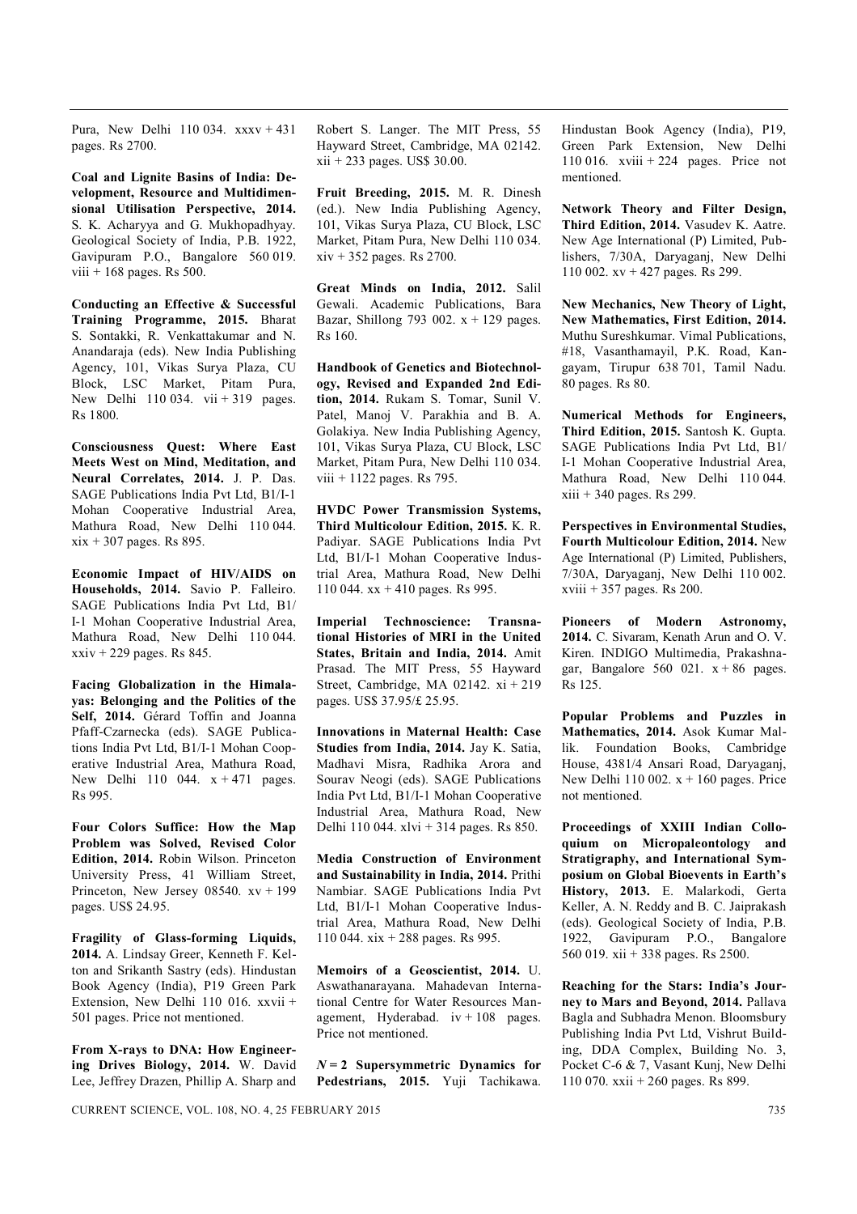Pura, New Delhi 110 034. xxxv + 431 pages. Rs 2700.

**Coal and Lignite Basins of India: Development, Resource and Multidimensional Utilisation Perspective, 2014.** S. K. Acharyya and G. Mukhopadhyay. Geological Society of India, P.B. 1922, Gavipuram P.O., Bangalore 560 019. viii + 168 pages. Rs 500.

**Conducting an Effective & Successful Training Programme, 2015.** Bharat S. Sontakki, R. Venkattakumar and N. Anandaraja (eds). New India Publishing Agency, 101, Vikas Surya Plaza, CU Block, LSC Market, Pitam Pura, New Delhi 110 034. vii + 319 pages. Rs 1800.

**Consciousness Quest: Where East Meets West on Mind, Meditation, and Neural Correlates, 2014.** J. P. Das. SAGE Publications India Pvt Ltd, B1/I-1 Mohan Cooperative Industrial Area, Mathura Road, New Delhi 110 044. xix + 307 pages. Rs 895.

**Economic Impact of HIV/AIDS on Households, 2014.** Savio P. Falleiro. SAGE Publications India Pvt Ltd, B1/I-1 Mohan Cooperative Industrial Area, Mathura Road, New Delhi 110 044. xxiv + 229 pages. Rs 845.

**Facing Globalization in the Himalayas: Belonging and the Politics of the Self, 2014.** Gérard Toffin and Joanna Pfaff-Czarnecka (eds). SAGE Publications India Pvt Ltd, B1/I-1 Mohan Cooperative Industrial Area, Mathura Road, New Delhi 110 044. x + 471 pages. Rs 995.

**Four Colors Suffice: How the Map Problem was Solved, Revised Color Edition, 2014.** Robin Wilson. Princeton University Press, 41 William Street, Princeton, New Jersey 08540. xv + 199 pages. US$ 24.95.

**Fragility of Glass-forming Liquids, 2014.** A. Lindsay Greer, Kenneth F. Kelton and Srikanth Sastry (eds). Hindustan Book Agency (India), P19 Green Park Extension, New Delhi 110 016. xxvii + 501 pages. Price not mentioned.

**From X-rays to DNA: How Engineering Drives Biology, 2014.** W. David Lee, Jeffrey Drazen, Phillip A. Sharp and Robert S. Langer. The MIT Press, 55 Hayward Street, Cambridge, MA 02142. xii + 233 pages. US$ 30.00.

**Fruit Breeding, 2015.** M. R. Dinesh (ed.). New India Publishing Agency, 101, Vikas Surya Plaza, CU Block, LSC Market, Pitam Pura, New Delhi 110 034. xiv + 352 pages. Rs 2700.

**Great Minds on India, 2012.** Salil Gewali. Academic Publications, Bara Bazar, Shillong 793 002. x + 129 pages. Rs 160.

**Handbook of Genetics and Biotechnology, Revised and Expanded 2nd Edition, 2014.** Rukam S. Tomar, Sunil V. Patel, Manoj V. Parakhia and B. A. Golakiya. New India Publishing Agency, 101, Vikas Surya Plaza, CU Block, LSC Market, Pitam Pura, New Delhi 110 034. viii + 1122 pages. Rs 795.

**HVDC Power Transmission Systems, Third Multicolour Edition, 2015.** K. R. Padiyar. SAGE Publications India Pvt Ltd, B1/I-1 Mohan Cooperative Industrial Area, Mathura Road, New Delhi 110 044. xx + 410 pages. Rs 995.

**Imperial Technoscience: Transnational Histories of MRI in the United States, Britain and India, 2014.** Amit Prasad. The MIT Press, 55 Hayward Street, Cambridge, MA 02142. xi + 219 pages. US$ 37.95/£ 25.95.

**Innovations in Maternal Health: Case Studies from India, 2014.** Jay K. Satia, Madhavi Misra, Radhika Arora and Sourav Neogi (eds). SAGE Publications India Pvt Ltd, B1/I-1 Mohan Cooperative Industrial Area, Mathura Road, New Delhi 110 044. xlvi + 314 pages. Rs 850.

**Media Construction of Environment and Sustainability in India, 2014.** Prithi Nambiar. SAGE Publications India Pvt Ltd, B1/I-1 Mohan Cooperative Industrial Area, Mathura Road, New Delhi 110 044. xix + 288 pages. Rs 995.

**Memoirs of a Geoscientist, 2014.** U. Aswathanarayana. Mahadevan International Centre for Water Resources Management, Hyderabad. iv + 108 pages. Price not mentioned.

**$N = 2$ Supersymmetric Dynamics for Pedestrians, 2015.** Yuji Tachikawa. Hindustan Book Agency (India), P19, Green Park Extension, New Delhi 110 016. xviii + 224 pages. Price not mentioned.

**Network Theory and Filter Design, Third Edition, 2014.** Vasudev K. Aatre. New Age International (P) Limited, Publishers, 7/30A, Daryaganj, New Delhi 110 002. xv + 427 pages. Rs 299.

**New Mechanics, New Theory of Light, New Mathematics, First Edition, 2014.** Muthu Sureshkumar. Vimal Publications, #18, Vasanthamayil, P.K. Road, Kangayam, Tirupur 638 701, Tamil Nadu. 80 pages. Rs 80.

**Numerical Methods for Engineers, Third Edition, 2015.** Santosh K. Gupta. SAGE Publications India Pvt Ltd, B1/I-1 Mohan Cooperative Industrial Area, Mathura Road, New Delhi 110 044. xiii + 340 pages. Rs 299.

**Perspectives in Environmental Studies, Fourth Multicolour Edition, 2014.** New Age International (P) Limited, Publishers, 7/30A, Daryaganj, New Delhi 110 002. xviii + 357 pages. Rs 200.

**Pioneers of Modern Astronomy, 2014.** C. Sivaram, Kenath Arun and O. V. Kiren. INDIGO Multimedia, Prakashnagar, Bangalore 560 021. x + 86 pages. Rs 125.

**Popular Problems and Puzzles in Mathematics, 2014.** Asok Kumar Mallik. Foundation Books, Cambridge House, 4381/4 Ansari Road, Daryaganj, New Delhi 110 002. x + 160 pages. Price not mentioned.

**Proceedings of XXIII Indian Colloquium on Micropaleontology and Stratigraphy, and International Symposium on Global Bioevents in Earth's History, 2013.** E. Malarkodi, Gerta Keller, A. N. Reddy and B. C. Jaiprakash (eds). Geological Society of India, P.B. 1922, Gavipuram P.O., Bangalore 560 019. xii + 338 pages. Rs 2500.

**Reaching for the Stars: India's Journey to Mars and Beyond, 2014.** Pallava Bagla and Subhadra Menon. Bloomsbury Publishing India Pvt Ltd, Vishrut Building, DDA Complex, Building No. 3, Pocket C-6 & 7, Vasant Kunj, New Delhi 110 070. xxii + 260 pages. Rs 899.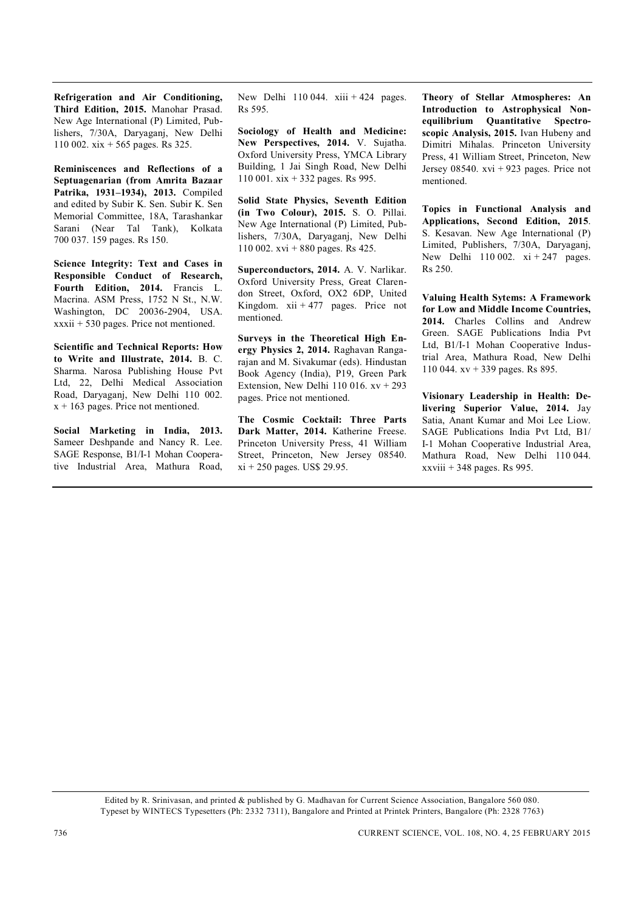**Refrigeration and Air Conditioning, Third Edition, 2015.** Manohar Prasad. New Age International (P) Limited, Publishers, 7/30A, Daryaganj, New Delhi 110 002. xix + 565 pages. Rs 325.

**Reminiscences and Reflections of a Septuagenarian (from Amrita Bazaar Patrika, 1931–1934), 2013.** Compiled and edited by Subir K. Sen. Subir K. Sen Memorial Committee, 18A, Tarashankar Sarani (Near Tal Tank), Kolkata 700 037. 159 pages. Rs 150.

**Science Integrity: Text and Cases in Responsible Conduct of Research, Fourth Edition, 2014.** Francis L. Macrina. ASM Press, 1752 N St., N.W. Washington, DC 20036-2904, USA. xxxii + 530 pages. Price not mentioned.

**Scientific and Technical Reports: How to Write and Illustrate, 2014.** B. C. Sharma. Narosa Publishing House Pvt Ltd, 22, Delhi Medical Association Road, Daryaganj, New Delhi 110 002. x + 163 pages. Price not mentioned.

**Social Marketing in India, 2013.** Sameer Deshpande and Nancy R. Lee. SAGE Response, B1/I-1 Mohan Cooperative Industrial Area, Mathura Road, New Delhi 110 044. xiii + 424 pages. Rs 595.

**Sociology of Health and Medicine: New Perspectives, 2014.** V. Sujatha. Oxford University Press, YMCA Library Building, 1 Jai Singh Road, New Delhi 110 001. xix + 332 pages. Rs 995.

**Solid State Physics, Seventh Edition (in Two Colour), 2015.** S. O. Pillai. New Age International (P) Limited, Publishers, 7/30A, Daryaganj, New Delhi 110 002. xvi + 880 pages. Rs 425.

**Superconductors, 2014.** A. V. Narlikar. Oxford University Press, Great Clarendon Street, Oxford, OX2 6DP, United Kingdom. xii + 477 pages. Price not mentioned.

**Surveys in the Theoretical High Energy Physics 2, 2014.** Raghavan Rangarajan and M. Sivakumar (eds). Hindustan Book Agency (India), P19, Green Park Extension, New Delhi 110 016. xv + 293 pages. Price not mentioned.

**The Cosmic Cocktail: Three Parts Dark Matter, 2014.** Katherine Freese. Princeton University Press, 41 William Street, Princeton, New Jersey 08540. xi + 250 pages. US$ 29.95.

**Theory of Stellar Atmospheres: An Introduction to Astrophysical Non-equilibrium Quantitative Spectroscopic Analysis, 2015.** Ivan Hubeny and Dimitri Mihalas. Princeton University Press, 41 William Street, Princeton, New Jersey 08540. xvi + 923 pages. Price not mentioned.

**Topics in Functional Analysis and Applications, Second Edition, 2015**. S. Kesavan. New Age International (P) Limited, Publishers, 7/30A, Daryaganj, New Delhi 110 002. xi + 247 pages. Rs 250.

**Valuing Health Sytems: A Framework for Low and Middle Income Countries, 2014.** Charles Collins and Andrew Green. SAGE Publications India Pvt Ltd, B1/I-1 Mohan Cooperative Industrial Area, Mathura Road, New Delhi 110 044. xv + 339 pages. Rs 895.

**Visionary Leadership in Health: Delivering Superior Value, 2014.** Jay Satia, Anant Kumar and Moi Lee Liow. SAGE Publications India Pvt Ltd, B1/I-1 Mohan Cooperative Industrial Area, Mathura Road, New Delhi 110 044. xxviii + 348 pages. Rs 995.

Edited by R. Srinivasan, and printed & published by G. Madhavan for Current Science Association, Bangalore 560 080.
Typeset by WINTECS Typesetters (Ph: 2332 7311), Bangalore and Printed at Printek Printers, Bangalore (Ph: 2328 7763)